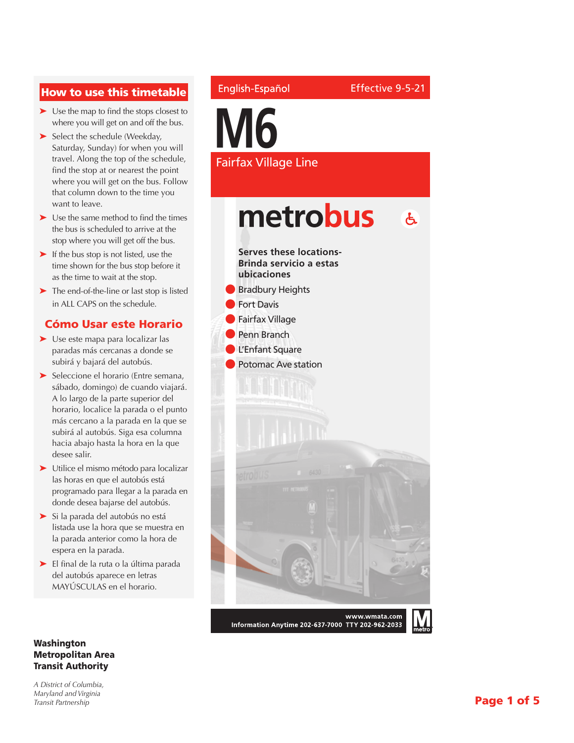## How to use this timetable

- Use the map to find the stops closest to where you will get on and off the bus.
- Select the schedule (Weekday, Saturday, Sunday) for when you will travel. Along the top of the schedule, find the stop at or nearest the point where you will get on the bus. Follow that column down to the time you want to leave.
- Use the same method to find the times the bus is scheduled to arrive at the stop where you will get off the bus.
- If the bus stop is not listed, use the time shown for the bus stop before it as the time to wait at the stop.
- The end-of-the-line or last stop is listed in ALL CAPS on the schedule.

## Cómo Usar este Horario

- Use este mapa para localizar las paradas más cercanas a donde se subirá y bajará del autobús.
- Seleccione el horario (Entre semana, sábado, domingo) de cuando viajará. A lo largo de la parte superior del horario, localice la parada o el punto más cercano a la parada en la que se subirá al autobús. Siga esa columna hacia abajo hasta la hora en la que desee salir.
- Utilice el mismo método para localizar las horas en que el autobús está programado para llegar a la parada en donde desea bajarse del autobús.
- Si la parada del autobús no está listada use la hora que se muestra en la parada anterior como la hora de espera en la parada.
- El final de la ruta o la última parada del autobús aparece en letras MAYÚSCULAS en el horario.

**Washington Metropolitan Area Transit Authority**

*A District of Columbia, Maryland and Virginia Transit Partnership*

English-Español

Effective 9-5-21

# M6

## Fairfax Village Line

**metrobus**

**Serves these locations-**
**Brinda servicio a estas ubicaciones**

- Bradbury Heights
- Fort Davis
- Fairfax Village
- Penn Branch
- L'Enfant Square
- Potomac Ave station

**www.wmata.com**
**Information Anytime 202-637-7000 TTY 202-962-2033**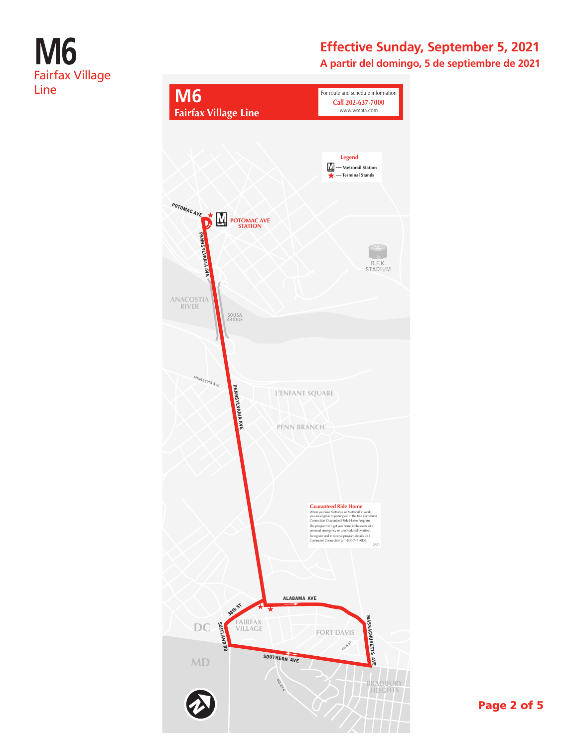# M6
Fairfax Village Line

**Effective Sunday, September 5, 2021**
**A partir del domingo, 5 de septiembre de 2021**

## M6
**Fairfax Village Line**

For route and schedule information
**Call 202-637-7000**
www.wmata.com

**Legend**
- Metrorail Station
- Terminal Stands

POTOMAC AVE
POTOMAC AVE STATION
PENNSYLVANIA AVE
R.F.K. STADIUM
ANACOSTIA RIVER
SOUSA BRIDGE
MINNESOTA AVE
L'ENFANT SQUARE
PENN BRANCH

**Guaranteed Ride Home**
When you take Metrobus or Metrorail to work, you are eligible to participate in the free Commuter Connection Guaranteed Ride Home Program.
The program will get you home in the event of a personal emergency or unscheduled overtime.
To register and to receive program details, call Commuter Connection at 1-800-745-RIDE.
(2/97)

ALABAMA AVE
38th ST
SUITLAND RD
FAIRFAX VILLAGE
FORT DAVIS
42nd ST
MASSACHUSETTS AVE
SOUTHERN AVE
DC
MD
MD RT 4
BRADBURY HEIGHTS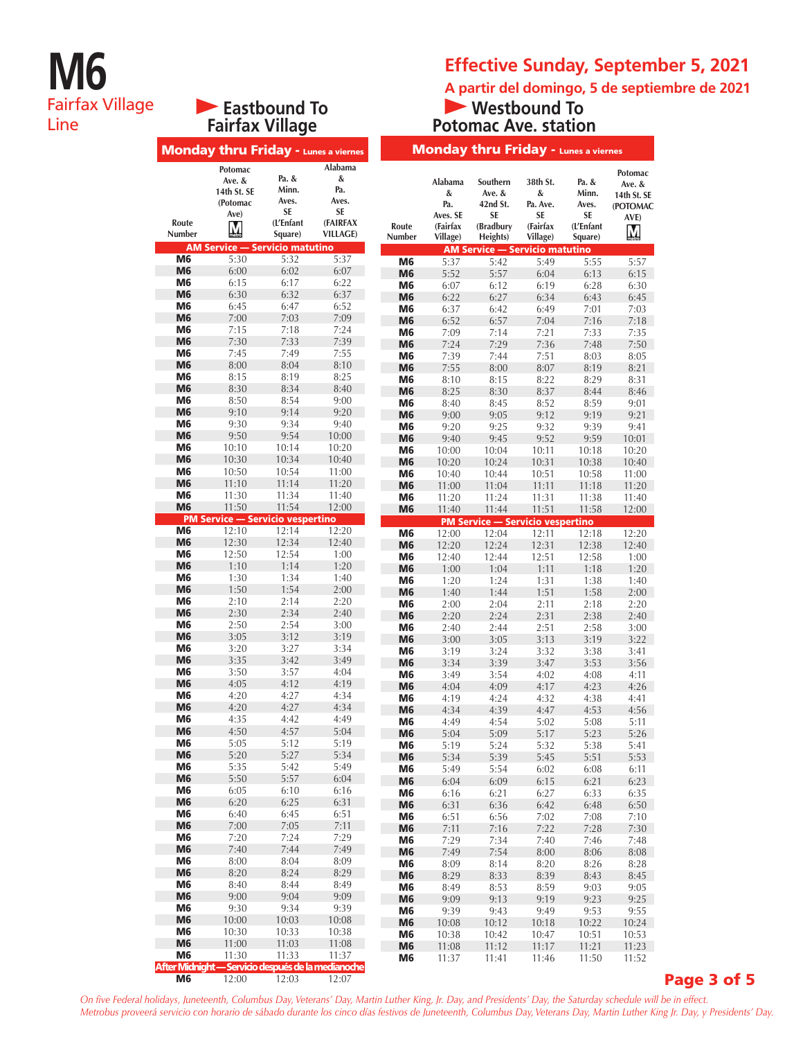# M6

Fairfax Village Line

## Effective Sunday, September 5, 2021

A partir del domingo, 5 de septiembre de 2021

### Eastbound To Fairfax Village

**Monday thru Friday** - Lunes a viernes

| Route Number | Potomac Ave. & 14th St. SE (Potomac Ave) | Pa. & Minn. Aves. SE (L'Enfant Square) | Alabama & Pa. Aves. SE (FAIRFAX VILLAGE) |
|---|---|---|---|
| **AM Service — Servicio matutino** | | | |
| M6 | 5:30 | 5:32 | 5:37 |
| M6 | 6:00 | 6:02 | 6:07 |
| M6 | 6:15 | 6:17 | 6:22 |
| M6 | 6:30 | 6:32 | 6:37 |
| M6 | 6:45 | 6:47 | 6:52 |
| M6 | 7:00 | 7:03 | 7:09 |
| M6 | 7:15 | 7:18 | 7:24 |
| M6 | 7:30 | 7:33 | 7:39 |
| M6 | 7:45 | 7:49 | 7:55 |
| M6 | 8:00 | 8:04 | 8:10 |
| M6 | 8:15 | 8:19 | 8:25 |
| M6 | 8:30 | 8:34 | 8:40 |
| M6 | 8:50 | 8:54 | 9:00 |
| M6 | 9:10 | 9:14 | 9:20 |
| M6 | 9:30 | 9:34 | 9:40 |
| M6 | 9:50 | 9:54 | 10:00 |
| M6 | 10:10 | 10:14 | 10:20 |
| M6 | 10:30 | 10:34 | 10:40 |
| M6 | 10:50 | 10:54 | 11:00 |
| M6 | 11:10 | 11:14 | 11:20 |
| M6 | 11:30 | 11:34 | 11:40 |
| M6 | 11:50 | 11:54 | 12:00 |
| **PM Service — Servicio vespertino** | | | |
| M6 | 12:10 | 12:14 | 12:20 |
| M6 | 12:30 | 12:34 | 12:40 |
| M6 | 12:50 | 12:54 | 1:00 |
| M6 | 1:10 | 1:14 | 1:20 |
| M6 | 1:30 | 1:34 | 1:40 |
| M6 | 1:50 | 1:54 | 2:00 |
| M6 | 2:10 | 2:14 | 2:20 |
| M6 | 2:30 | 2:34 | 2:40 |
| M6 | 2:50 | 2:54 | 3:00 |
| M6 | 3:05 | 3:12 | 3:19 |
| M6 | 3:20 | 3:27 | 3:34 |
| M6 | 3:35 | 3:42 | 3:49 |
| M6 | 3:50 | 3:57 | 4:04 |
| M6 | 4:05 | 4:12 | 4:19 |
| M6 | 4:20 | 4:27 | 4:34 |
| M6 | 4:20 | 4:27 | 4:34 |
| M6 | 4:35 | 4:42 | 4:49 |
| M6 | 4:50 | 4:57 | 5:04 |
| M6 | 5:05 | 5:12 | 5:19 |
| M6 | 5:20 | 5:27 | 5:34 |
| M6 | 5:35 | 5:42 | 5:49 |
| M6 | 5:50 | 5:57 | 6:04 |
| M6 | 6:05 | 6:10 | 6:16 |
| M6 | 6:20 | 6:25 | 6:31 |
| M6 | 6:40 | 6:45 | 6:51 |
| M6 | 7:00 | 7:05 | 7:11 |
| M6 | 7:20 | 7:24 | 7:29 |
| M6 | 7:40 | 7:44 | 7:49 |
| M6 | 8:00 | 8:04 | 8:09 |
| M6 | 8:20 | 8:24 | 8:29 |
| M6 | 8:40 | 8:44 | 8:49 |
| M6 | 9:00 | 9:04 | 9:09 |
| M6 | 9:30 | 9:34 | 9:39 |
| M6 | 10:00 | 10:03 | 10:08 |
| M6 | 10:30 | 10:33 | 10:38 |
| M6 | 11:00 | 11:03 | 11:08 |
| M6 | 11:30 | 11:33 | 11:37 |
| **After Midnight — Servicio después de la medianoche** | | | |
| M6 | 12:00 | 12:03 | 12:07 |

### Westbound To Potomac Ave. station

**Monday thru Friday** - Lunes a viernes

| Route Number | Alabama & Pa. Aves. SE (Fairfax Village) | Southern Ave. & 42nd St. SE (Bradbury Heights) | 38th St. & Pa. Ave. SE (Fairfax Village) | Pa. & Minn. Aves. SE (L'Enfant Square) | Potomac Ave. & 14th St. SE (POTOMAC AVE) |
|---|---|---|---|---|---|
| **AM Service — Servicio matutino** | | | | | |
| M6 | 5:37 | 5:42 | 5:49 | 5:55 | 5:57 |
| M6 | 5:52 | 5:57 | 6:04 | 6:13 | 6:15 |
| M6 | 6:07 | 6:12 | 6:19 | 6:28 | 6:30 |
| M6 | 6:22 | 6:27 | 6:34 | 6:43 | 6:45 |
| M6 | 6:37 | 6:42 | 6:49 | 7:01 | 7:03 |
| M6 | 6:52 | 6:57 | 7:04 | 7:16 | 7:18 |
| M6 | 7:09 | 7:14 | 7:21 | 7:33 | 7:35 |
| M6 | 7:24 | 7:29 | 7:36 | 7:48 | 7:50 |
| M6 | 7:39 | 7:44 | 7:51 | 8:03 | 8:05 |
| M6 | 7:55 | 8:00 | 8:07 | 8:19 | 8:21 |
| M6 | 8:10 | 8:15 | 8:22 | 8:29 | 8:31 |
| M6 | 8:25 | 8:30 | 8:37 | 8:44 | 8:46 |
| M6 | 8:40 | 8:45 | 8:52 | 8:59 | 9:01 |
| M6 | 9:00 | 9:05 | 9:12 | 9:19 | 9:21 |
| M6 | 9:20 | 9:25 | 9:32 | 9:39 | 9:41 |
| M6 | 9:40 | 9:45 | 9:52 | 9:59 | 10:01 |
| M6 | 10:00 | 10:04 | 10:11 | 10:18 | 10:20 |
| M6 | 10:20 | 10:24 | 10:31 | 10:38 | 10:40 |
| M6 | 10:40 | 10:44 | 10:51 | 10:58 | 11:00 |
| M6 | 11:00 | 11:04 | 11:11 | 11:18 | 11:20 |
| M6 | 11:20 | 11:24 | 11:31 | 11:38 | 11:40 |
| M6 | 11:40 | 11:44 | 11:51 | 11:58 | 12:00 |
| **PM Service — Servicio vespertino** | | | | | |
| M6 | 12:00 | 12:04 | 12:11 | 12:18 | 12:20 |
| M6 | 12:20 | 12:24 | 12:31 | 12:38 | 12:40 |
| M6 | 12:40 | 12:44 | 12:51 | 12:58 | 1:00 |
| M6 | 1:00 | 1:04 | 1:11 | 1:18 | 1:20 |
| M6 | 1:20 | 1:24 | 1:31 | 1:38 | 1:40 |
| M6 | 1:40 | 1:44 | 1:51 | 1:58 | 2:00 |
| M6 | 2:00 | 2:04 | 2:11 | 2:18 | 2:20 |
| M6 | 2:20 | 2:24 | 2:31 | 2:38 | 2:40 |
| M6 | 2:40 | 2:44 | 2:51 | 2:58 | 3:00 |
| M6 | 3:00 | 3:05 | 3:13 | 3:19 | 3:22 |
| M6 | 3:19 | 3:24 | 3:32 | 3:38 | 3:41 |
| M6 | 3:34 | 3:39 | 3:47 | 3:53 | 3:56 |
| M6 | 3:49 | 3:54 | 4:02 | 4:08 | 4:11 |
| M6 | 4:04 | 4:09 | 4:17 | 4:23 | 4:26 |
| M6 | 4:19 | 4:24 | 4:32 | 4:38 | 4:41 |
| M6 | 4:34 | 4:39 | 4:47 | 4:53 | 4:56 |
| M6 | 4:49 | 4:54 | 5:02 | 5:08 | 5:11 |
| M6 | 5:04 | 5:09 | 5:17 | 5:23 | 5:26 |
| M6 | 5:19 | 5:24 | 5:32 | 5:38 | 5:41 |
| M6 | 5:34 | 5:39 | 5:45 | 5:51 | 5:53 |
| M6 | 5:49 | 5:54 | 6:02 | 6:08 | 6:11 |
| M6 | 6:04 | 6:09 | 6:15 | 6:21 | 6:23 |
| M6 | 6:16 | 6:21 | 6:27 | 6:33 | 6:35 |
| M6 | 6:31 | 6:36 | 6:42 | 6:48 | 6:50 |
| M6 | 6:51 | 6:56 | 7:02 | 7:08 | 7:10 |
| M6 | 7:11 | 7:16 | 7:22 | 7:28 | 7:30 |
| M6 | 7:29 | 7:34 | 7:40 | 7:46 | 7:48 |
| M6 | 7:49 | 7:54 | 8:00 | 8:06 | 8:08 |
| M6 | 8:09 | 8:14 | 8:20 | 8:26 | 8:28 |
| M6 | 8:29 | 8:33 | 8:39 | 8:43 | 8:45 |
| M6 | 8:49 | 8:53 | 8:59 | 9:03 | 9:05 |
| M6 | 9:09 | 9:13 | 9:19 | 9:23 | 9:25 |
| M6 | 9:39 | 9:43 | 9:49 | 9:53 | 9:55 |
| M6 | 10:08 | 10:12 | 10:18 | 10:22 | 10:24 |
| M6 | 10:38 | 10:42 | 10:47 | 10:51 | 10:53 |
| M6 | 11:08 | 11:12 | 11:17 | 11:21 | 11:23 |
| M6 | 11:37 | 11:41 | 11:46 | 11:50 | 11:52 |

*On five Federal holidays, Juneteenth, Columbus Day, Veterans' Day, Martin Luther King, Jr. Day, and Presidents' Day, the Saturday schedule will be in effect.*
*Metrobus proveerá servicio con horario de sábado durante los cinco días festivos de Juneteenth, Columbus Day, Veterans Day, Martin Luther King Jr. Day, y Presidents' Day.*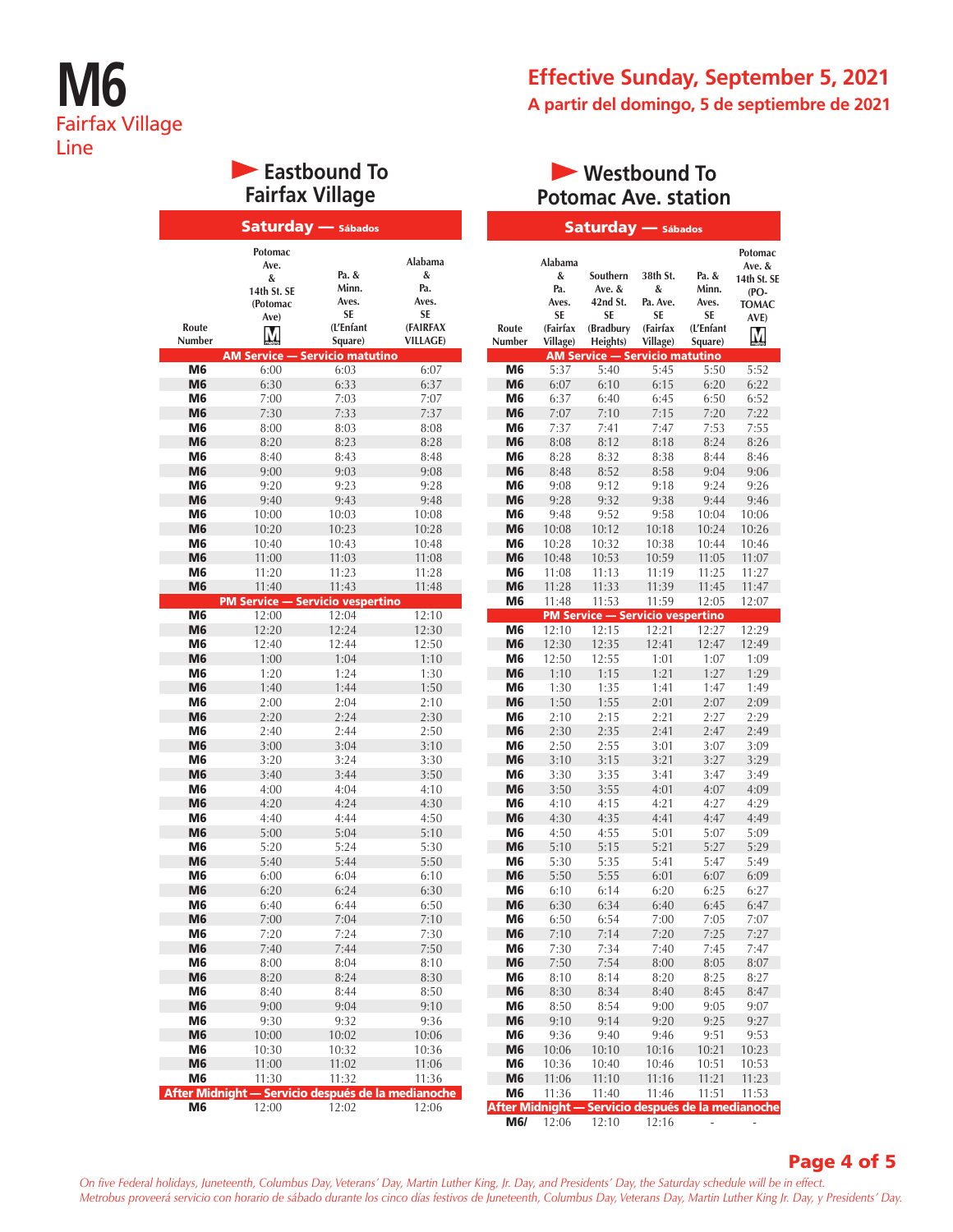# M6

Fairfax Village Line

**Effective Sunday, September 5, 2021**

**A partir del domingo, 5 de septiembre de 2021**

## Eastbound To Fairfax Village

### Saturday — Sábados

| Route Number | Potomac Ave. & 14th St. SE (Potomac Ave) M | Pa. & Minn. Aves. SE (L'Enfant Square) | Alabama & Pa. Aves. SE (FAIRFAX VILLAGE) |
|---|---|---|---|
| **AM Service — Servicio matutino** | | | |
| M6 | 6:00 | 6:03 | 6:07 |
| M6 | 6:30 | 6:33 | 6:37 |
| M6 | 7:00 | 7:03 | 7:07 |
| M6 | 7:30 | 7:33 | 7:37 |
| M6 | 8:00 | 8:03 | 8:08 |
| M6 | 8:20 | 8:23 | 8:28 |
| M6 | 8:40 | 8:43 | 8:48 |
| M6 | 9:00 | 9:03 | 9:08 |
| M6 | 9:20 | 9:23 | 9:28 |
| M6 | 9:40 | 9:43 | 9:48 |
| M6 | 10:00 | 10:03 | 10:08 |
| M6 | 10:20 | 10:23 | 10:28 |
| M6 | 10:40 | 10:43 | 10:48 |
| M6 | 11:00 | 11:03 | 11:08 |
| M6 | 11:20 | 11:23 | 11:28 |
| M6 | 11:40 | 11:43 | 11:48 |
| **PM Service — Servicio vespertino** | | | |
| M6 | 12:00 | 12:04 | 12:10 |
| M6 | 12:20 | 12:24 | 12:30 |
| M6 | 12:40 | 12:44 | 12:50 |
| M6 | 1:00 | 1:04 | 1:10 |
| M6 | 1:20 | 1:24 | 1:30 |
| M6 | 1:40 | 1:44 | 1:50 |
| M6 | 2:00 | 2:04 | 2:10 |
| M6 | 2:20 | 2:24 | 2:30 |
| M6 | 2:40 | 2:44 | 2:50 |
| M6 | 3:00 | 3:04 | 3:10 |
| M6 | 3:20 | 3:24 | 3:30 |
| M6 | 3:40 | 3:44 | 3:50 |
| M6 | 4:00 | 4:04 | 4:10 |
| M6 | 4:20 | 4:24 | 4:30 |
| M6 | 4:40 | 4:44 | 4:50 |
| M6 | 5:00 | 5:04 | 5:10 |
| M6 | 5:20 | 5:24 | 5:30 |
| M6 | 5:40 | 5:44 | 5:50 |
| M6 | 6:00 | 6:04 | 6:10 |
| M6 | 6:20 | 6:24 | 6:30 |
| M6 | 6:40 | 6:44 | 6:50 |
| M6 | 7:00 | 7:04 | 7:10 |
| M6 | 7:20 | 7:24 | 7:30 |
| M6 | 7:40 | 7:44 | 7:50 |
| M6 | 8:00 | 8:04 | 8:10 |
| M6 | 8:20 | 8:24 | 8:30 |
| M6 | 8:40 | 8:44 | 8:50 |
| M6 | 9:00 | 9:04 | 9:10 |
| M6 | 9:30 | 9:32 | 9:36 |
| M6 | 10:00 | 10:02 | 10:06 |
| M6 | 10:30 | 10:32 | 10:36 |
| M6 | 11:00 | 11:02 | 11:06 |
| M6 | 11:30 | 11:32 | 11:36 |
| **After Midnight — Servicio después de la medianoche** | | | |
| M6 | 12:00 | 12:02 | 12:06 |

## Westbound To Potomac Ave. station

### Saturday — Sábados

| Route Number | Alabama & Pa. Aves. SE (Fairfax Village) | Southern Ave. & 42nd St. SE (Bradbury Heights) | 38th St. & Pa. Ave. SE (Fairfax Village) | Pa. & Minn. Aves. SE (L'Enfant Square) | Potomac Ave. & 14th St. SE (POTOMAC AVE) M |
|---|---|---|---|---|---|
| **AM Service — Servicio matutino** | | | | | |
| M6 | 5:37 | 5:40 | 5:45 | 5:50 | 5:52 |
| M6 | 6:07 | 6:10 | 6:15 | 6:20 | 6:22 |
| M6 | 6:37 | 6:40 | 6:45 | 6:50 | 6:52 |
| M6 | 7:07 | 7:10 | 7:15 | 7:20 | 7:22 |
| M6 | 7:37 | 7:41 | 7:47 | 7:53 | 7:55 |
| M6 | 8:08 | 8:12 | 8:18 | 8:24 | 8:26 |
| M6 | 8:28 | 8:32 | 8:38 | 8:44 | 8:46 |
| M6 | 8:48 | 8:52 | 8:58 | 9:04 | 9:06 |
| M6 | 9:08 | 9:12 | 9:18 | 9:24 | 9:26 |
| M6 | 9:28 | 9:32 | 9:38 | 9:44 | 9:46 |
| M6 | 9:48 | 9:52 | 9:58 | 10:04 | 10:06 |
| M6 | 10:08 | 10:12 | 10:18 | 10:24 | 10:26 |
| M6 | 10:28 | 10:32 | 10:38 | 10:44 | 10:46 |
| M6 | 10:48 | 10:53 | 10:59 | 11:05 | 11:07 |
| M6 | 11:08 | 11:13 | 11:19 | 11:25 | 11:27 |
| M6 | 11:28 | 11:33 | 11:39 | 11:45 | 11:47 |
| M6 | 11:48 | 11:53 | 11:59 | 12:05 | 12:07 |
| **PM Service — Servicio vespertino** | | | | | |
| M6 | 12:10 | 12:15 | 12:21 | 12:27 | 12:29 |
| M6 | 12:30 | 12:35 | 12:41 | 12:47 | 12:49 |
| M6 | 12:50 | 12:55 | 1:01 | 1:07 | 1:09 |
| M6 | 1:10 | 1:15 | 1:21 | 1:27 | 1:29 |
| M6 | 1:30 | 1:35 | 1:41 | 1:47 | 1:49 |
| M6 | 1:50 | 1:55 | 2:01 | 2:07 | 2:09 |
| M6 | 2:10 | 2:15 | 2:21 | 2:27 | 2:29 |
| M6 | 2:30 | 2:35 | 2:41 | 2:47 | 2:49 |
| M6 | 2:50 | 2:55 | 3:01 | 3:07 | 3:09 |
| M6 | 3:10 | 3:15 | 3:21 | 3:27 | 3:29 |
| M6 | 3:30 | 3:35 | 3:41 | 3:47 | 3:49 |
| M6 | 3:50 | 3:55 | 4:01 | 4:07 | 4:09 |
| M6 | 4:10 | 4:15 | 4:21 | 4:27 | 4:29 |
| M6 | 4:30 | 4:35 | 4:41 | 4:47 | 4:49 |
| M6 | 4:50 | 4:55 | 5:01 | 5:07 | 5:09 |
| M6 | 5:10 | 5:15 | 5:21 | 5:27 | 5:29 |
| M6 | 5:30 | 5:35 | 5:41 | 5:47 | 5:49 |
| M6 | 5:50 | 5:55 | 6:01 | 6:07 | 6:09 |
| M6 | 6:10 | 6:14 | 6:20 | 6:25 | 6:27 |
| M6 | 6:30 | 6:34 | 6:40 | 6:45 | 6:47 |
| M6 | 6:50 | 6:54 | 7:00 | 7:05 | 7:07 |
| M6 | 7:10 | 7:14 | 7:20 | 7:25 | 7:27 |
| M6 | 7:30 | 7:34 | 7:40 | 7:45 | 7:47 |
| M6 | 7:50 | 7:54 | 8:00 | 8:05 | 8:07 |
| M6 | 8:10 | 8:14 | 8:20 | 8:25 | 8:27 |
| M6 | 8:30 | 8:34 | 8:40 | 8:45 | 8:47 |
| M6 | 8:50 | 8:54 | 9:00 | 9:05 | 9:07 |
| M6 | 9:10 | 9:14 | 9:20 | 9:25 | 9:27 |
| M6 | 9:36 | 9:40 | 9:46 | 9:51 | 9:53 |
| M6 | 10:06 | 10:10 | 10:16 | 10:21 | 10:23 |
| M6 | 10:36 | 10:40 | 10:46 | 10:51 | 10:53 |
| M6 | 11:06 | 11:10 | 11:16 | 11:21 | 11:23 |
| M6 | 11:36 | 11:40 | 11:46 | 11:51 | 11:53 |
| **After Midnight — Servicio después de la medianoche** | | | | | |
| M6/ | 12:06 | 12:10 | 12:16 | - | - |

*On five Federal holidays, Juneteenth, Columbus Day, Veterans' Day, Martin Luther King, Jr. Day, and Presidents' Day, the Saturday schedule will be in effect.*
*Metrobus proveerá servicio con horario de sábado durante los cinco días festivos de Juneteenth, Columbus Day, Veterans Day, Martin Luther King Jr. Day, y Presidents' Day.*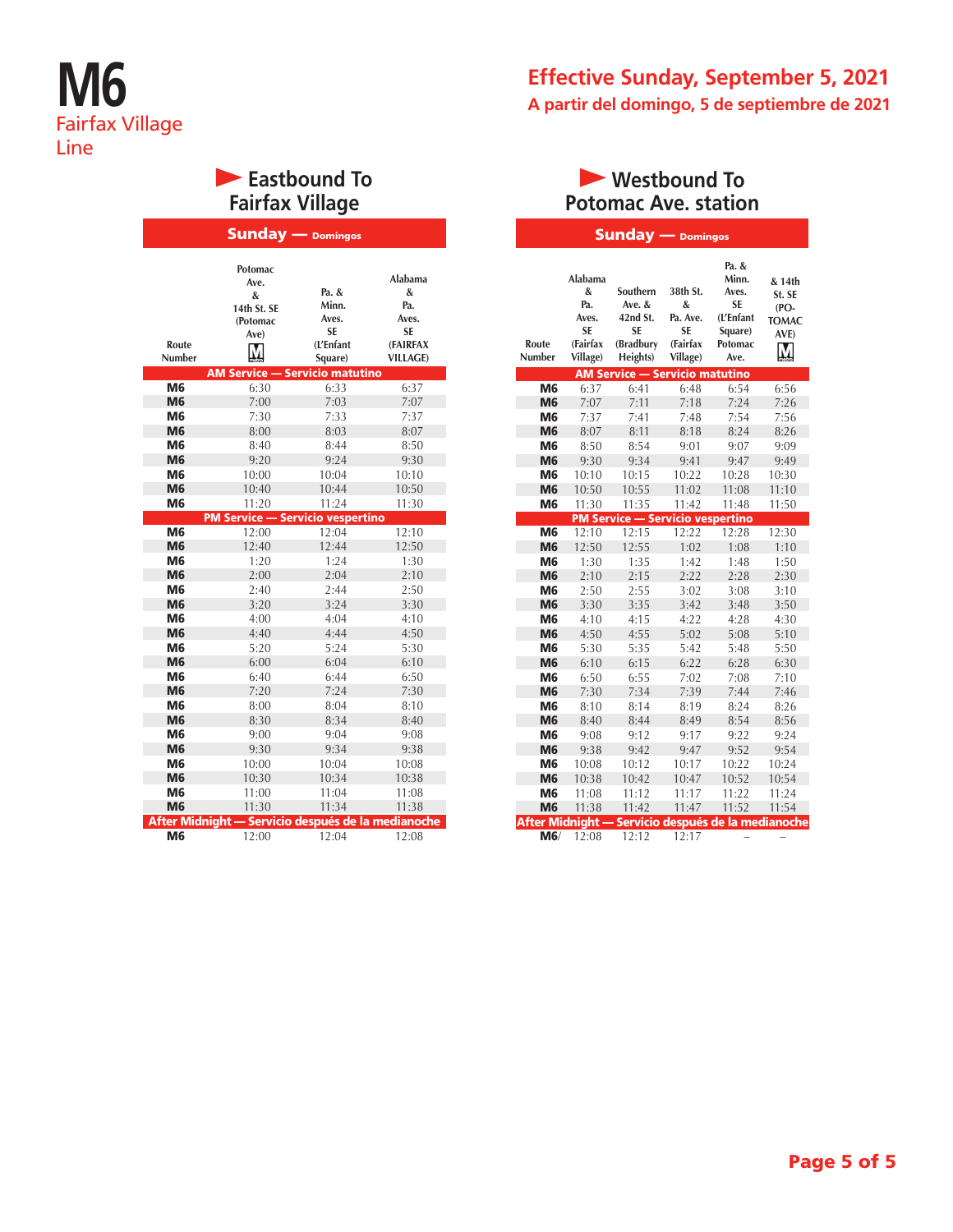# M6
Fairfax Village Line

**Effective Sunday, September 5, 2021**
**A partir del domingo, 5 de septiembre de 2021**

## Eastbound To Fairfax Village

**Sunday — Domingos**

| Route Number | Potomac Ave. & 14th St. SE (Potomac Ave) M | Pa. & Minn. Aves. SE (L'Enfant Square) | Alabama & Pa. Aves. SE (FAIRFAX VILLAGE) |
|---|---|---|---|
| **AM Service — Servicio matutino** | | | |
| M6 | 6:30 | 6:33 | 6:37 |
| M6 | 7:00 | 7:03 | 7:07 |
| M6 | 7:30 | 7:33 | 7:37 |
| M6 | 8:00 | 8:03 | 8:07 |
| M6 | 8:40 | 8:44 | 8:50 |
| M6 | 9:20 | 9:24 | 9:30 |
| M6 | 10:00 | 10:04 | 10:10 |
| M6 | 10:40 | 10:44 | 10:50 |
| M6 | 11:20 | 11:24 | 11:30 |
| **PM Service — Servicio vespertino** | | | |
| M6 | 12:00 | 12:04 | 12:10 |
| M6 | 12:40 | 12:44 | 12:50 |
| M6 | 1:20 | 1:24 | 1:30 |
| M6 | 2:00 | 2:04 | 2:10 |
| M6 | 2:40 | 2:44 | 2:50 |
| M6 | 3:20 | 3:24 | 3:30 |
| M6 | 4:00 | 4:04 | 4:10 |
| M6 | 4:40 | 4:44 | 4:50 |
| M6 | 5:20 | 5:24 | 5:30 |
| M6 | 6:00 | 6:04 | 6:10 |
| M6 | 6:40 | 6:44 | 6:50 |
| M6 | 7:20 | 7:24 | 7:30 |
| M6 | 8:00 | 8:04 | 8:10 |
| M6 | 8:30 | 8:34 | 8:40 |
| M6 | 9:00 | 9:04 | 9:08 |
| M6 | 9:30 | 9:34 | 9:38 |
| M6 | 10:00 | 10:04 | 10:08 |
| M6 | 10:30 | 10:34 | 10:38 |
| M6 | 11:00 | 11:04 | 11:08 |
| M6 | 11:30 | 11:34 | 11:38 |
| **After Midnight — Servicio después de la medianoche** | | | |
| M6 | 12:00 | 12:04 | 12:08 |

## Westbound To Potomac Ave. station

**Sunday — Domingos**

| Route Number | Alabama & Pa. Aves. SE (Fairfax Village) | Southern Ave. & 42nd St. SE (Bradbury Heights) | 38th St. & Pa. Ave. SE (Fairfax Village) | Pa. & Minn. Aves. SE (L'Enfant Square) Potomac Ave. | & 14th St. SE (POTOMAC AVE) M |
|---|---|---|---|---|---|
| **AM Service — Servicio matutino** | | | | | |
| M6 | 6:37 | 6:41 | 6:48 | 6:54 | 6:56 |
| M6 | 7:07 | 7:11 | 7:18 | 7:24 | 7:26 |
| M6 | 7:37 | 7:41 | 7:48 | 7:54 | 7:56 |
| M6 | 8:07 | 8:11 | 8:18 | 8:24 | 8:26 |
| M6 | 8:50 | 8:54 | 9:01 | 9:07 | 9:09 |
| M6 | 9:30 | 9:34 | 9:41 | 9:47 | 9:49 |
| M6 | 10:10 | 10:15 | 10:22 | 10:28 | 10:30 |
| M6 | 10:50 | 10:55 | 11:02 | 11:08 | 11:10 |
| M6 | 11:30 | 11:35 | 11:42 | 11:48 | 11:50 |
| **PM Service — Servicio vespertino** | | | | | |
| M6 | 12:10 | 12:15 | 12:22 | 12:28 | 12:30 |
| M6 | 12:50 | 12:55 | 1:02 | 1:08 | 1:10 |
| M6 | 1:30 | 1:35 | 1:42 | 1:48 | 1:50 |
| M6 | 2:10 | 2:15 | 2:22 | 2:28 | 2:30 |
| M6 | 2:50 | 2:55 | 3:02 | 3:08 | 3:10 |
| M6 | 3:30 | 3:35 | 3:42 | 3:48 | 3:50 |
| M6 | 4:10 | 4:15 | 4:22 | 4:28 | 4:30 |
| M6 | 4:50 | 4:55 | 5:02 | 5:08 | 5:10 |
| M6 | 5:30 | 5:35 | 5:42 | 5:48 | 5:50 |
| M6 | 6:10 | 6:15 | 6:22 | 6:28 | 6:30 |
| M6 | 6:50 | 6:55 | 7:02 | 7:08 | 7:10 |
| M6 | 7:30 | 7:34 | 7:39 | 7:44 | 7:46 |
| M6 | 8:10 | 8:14 | 8:19 | 8:24 | 8:26 |
| M6 | 8:40 | 8:44 | 8:49 | 8:54 | 8:56 |
| M6 | 9:08 | 9:12 | 9:17 | 9:22 | 9:24 |
| M6 | 9:38 | 9:42 | 9:47 | 9:52 | 9:54 |
| M6 | 10:08 | 10:12 | 10:17 | 10:22 | 10:24 |
| M6 | 10:38 | 10:42 | 10:47 | 10:52 | 10:54 |
| M6 | 11:08 | 11:12 | 11:17 | 11:22 | 11:24 |
| M6 | 11:38 | 11:42 | 11:47 | 11:52 | 11:54 |
| **After Midnight — Servicio después de la medianoche** | | | | | |
| M6/ | 12:08 | 12:12 | 12:17 | – | – |